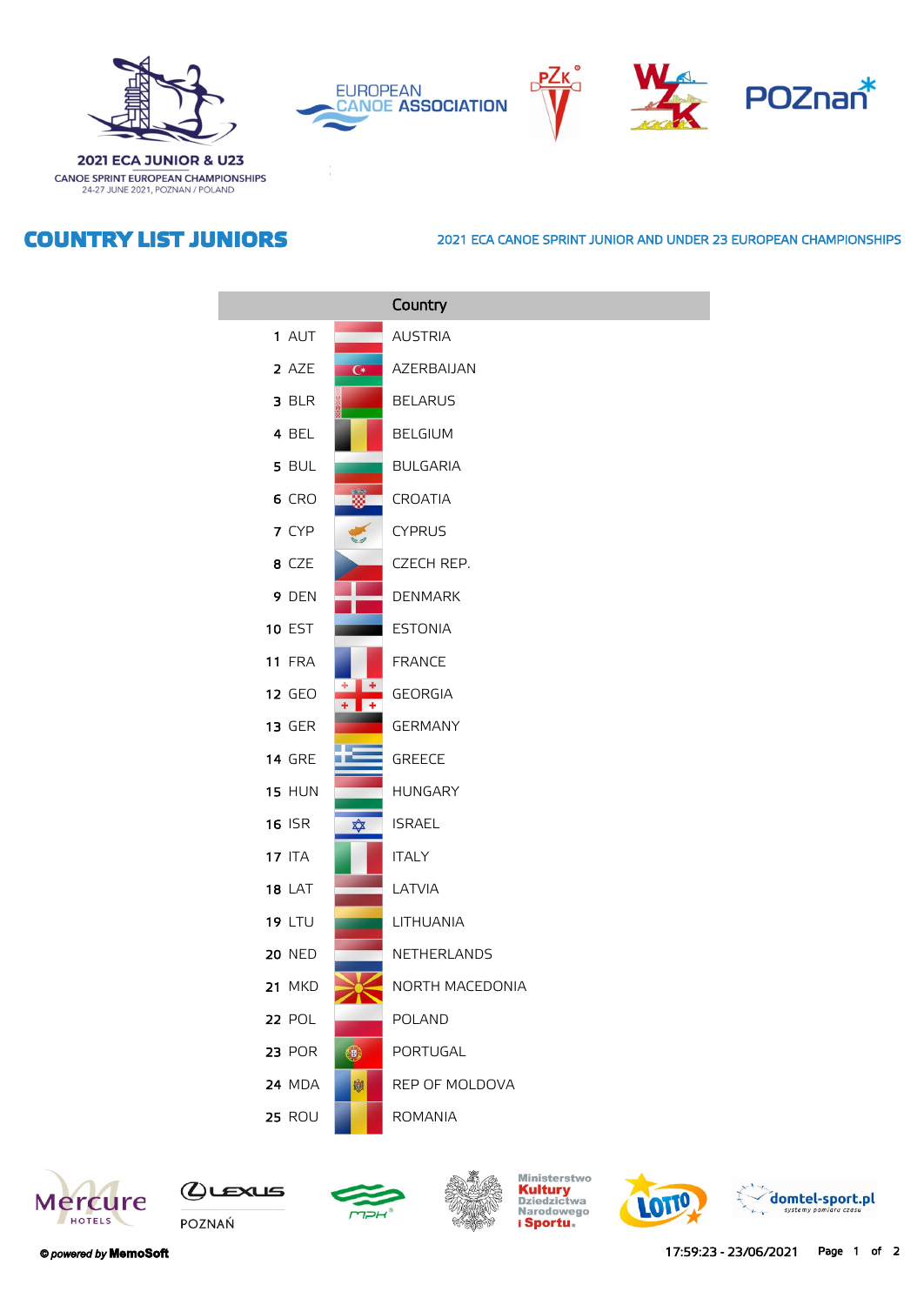2021 ECA JUNIOR & U23
CANOE SPRINT EUROPEAN CHAMPIONSHIPS
24-27 JUNE 2021, POZNAN / POLAND

# COUNTRY LIST JUNIORS

2021 ECA CANOE SPRINT JUNIOR AND UNDER 23 EUROPEAN CHAMPIONSHIPS

| | | Country |
|---|---|---|
| 1 | AUT | AUSTRIA |
| 2 | AZE | AZERBAIJAN |
| 3 | BLR | BELARUS |
| 4 | BEL | BELGIUM |
| 5 | BUL | BULGARIA |
| 6 | CRO | CROATIA |
| 7 | CYP | CYPRUS |
| 8 | CZE | CZECH REP. |
| 9 | DEN | DENMARK |
| 10 | EST | ESTONIA |
| 11 | FRA | FRANCE |
| 12 | GEO | GEORGIA |
| 13 | GER | GERMANY |
| 14 | GRE | GREECE |
| 15 | HUN | HUNGARY |
| 16 | ISR | ISRAEL |
| 17 | ITA | ITALY |
| 18 | LAT | LATVIA |
| 19 | LTU | LITHUANIA |
| 20 | NED | NETHERLANDS |
| 21 | MKD | NORTH MACEDONIA |
| 22 | POL | POLAND |
| 23 | POR | PORTUGAL |
| 24 | MDA | REP OF MOLDOVA |
| 25 | ROU | ROMANIA |

© powered by MemoSoft

17:59:23 - 23/06/2021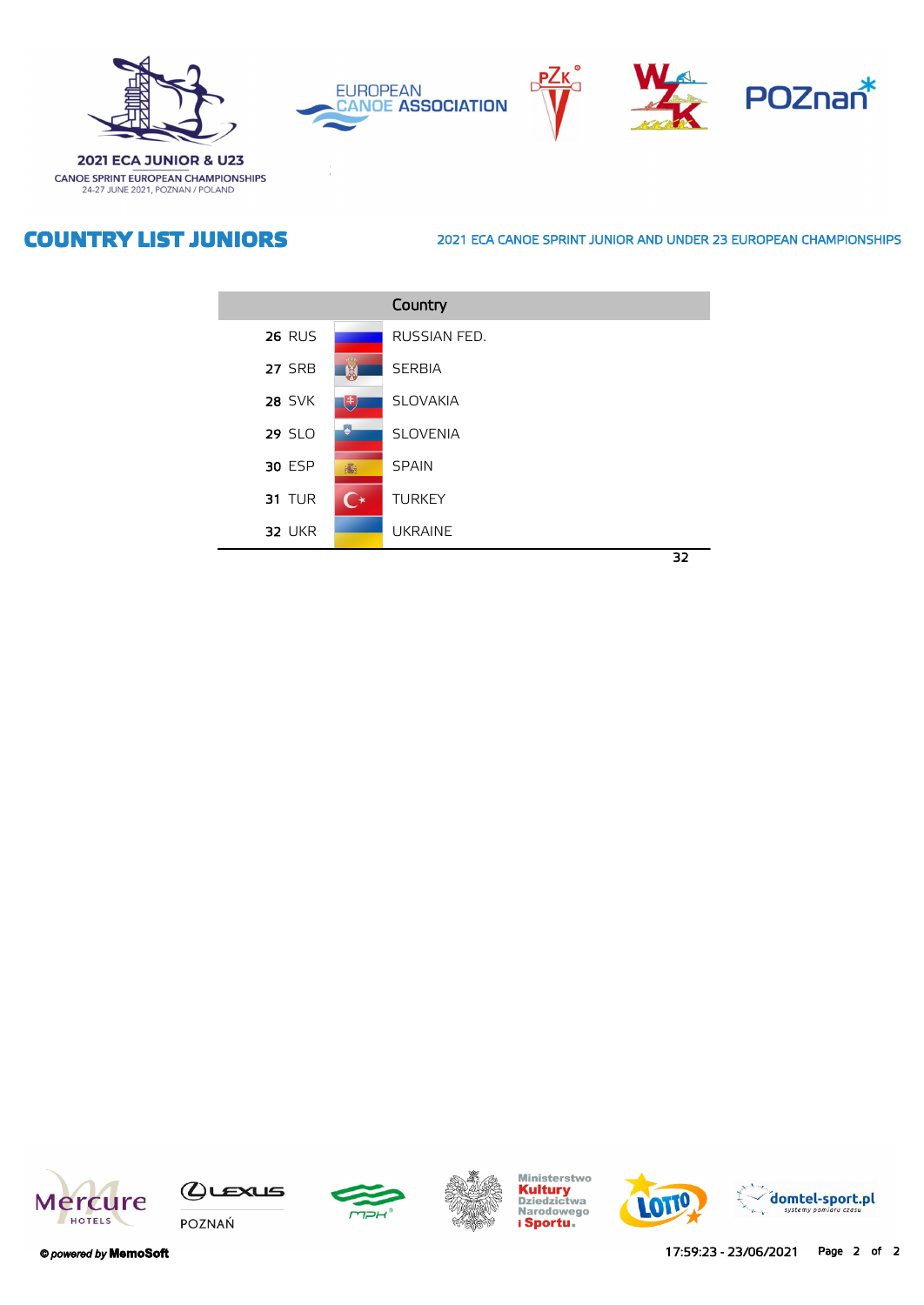# COUNTRY LIST JUNIORS

2021 ECA CANOE SPRINT JUNIOR AND UNDER 23 EUROPEAN CHAMPIONSHIPS

| | | Country |
|---|---|---|
| 26 | RUS | RUSSIAN FED. |
| 27 | SRB | SERBIA |
| 28 | SVK | SLOVAKIA |
| 29 | SLO | SLOVENIA |
| 30 | ESP | SPAIN |
| 31 | TUR | TURKEY |
| 32 | UKR | UKRAINE |
| | | 32 |

17:59:23 - 23/06/2021